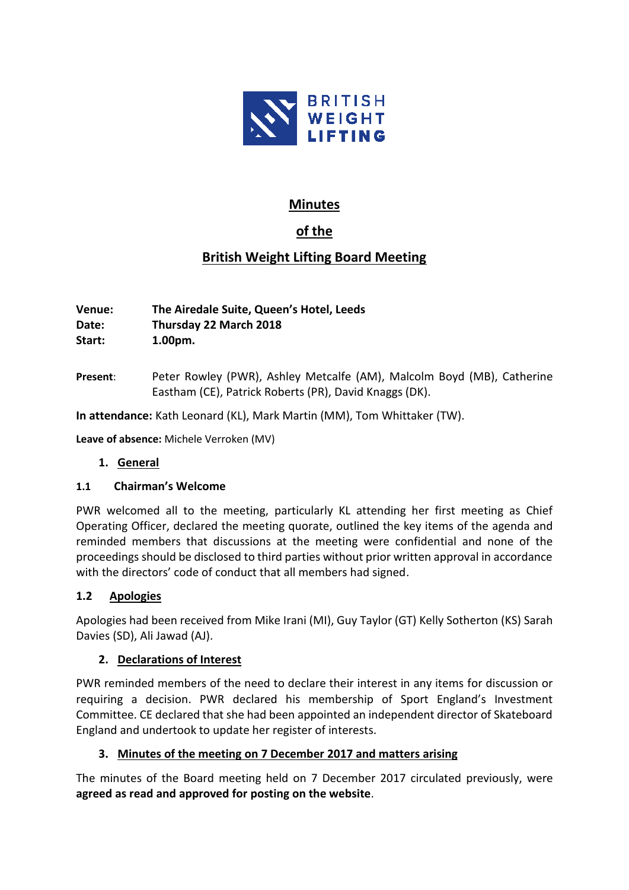BRITISH WEIGHT LIFTING

# Minutes

## of the

## British Weight Lifting Board Meeting

**Venue:** **The Airedale Suite, Queen's Hotel, Leeds**
**Date:** **Thursday 22 March 2018**
**Start:** **1.00pm.**

**Present**: Peter Rowley (PWR), Ashley Metcalfe (AM), Malcolm Boyd (MB), Catherine Eastham (CE), Patrick Roberts (PR), David Knaggs (DK).

**In attendance:** Kath Leonard (KL), Mark Martin (MM), Tom Whittaker (TW).

**Leave of absence:** Michele Verroken (MV)

### 1. General

#### 1.1 Chairman's Welcome

PWR welcomed all to the meeting, particularly KL attending her first meeting as Chief Operating Officer, declared the meeting quorate, outlined the key items of the agenda and reminded members that discussions at the meeting were confidential and none of the proceedings should be disclosed to third parties without prior written approval in accordance with the directors' code of conduct that all members had signed.

#### 1.2 Apologies

Apologies had been received from Mike Irani (MI), Guy Taylor (GT) Kelly Sotherton (KS) Sarah Davies (SD), Ali Jawad (AJ).

### 2. Declarations of Interest

PWR reminded members of the need to declare their interest in any items for discussion or requiring a decision. PWR declared his membership of Sport England's Investment Committee. CE declared that she had been appointed an independent director of Skateboard England and undertook to update her register of interests.

### 3. Minutes of the meeting on 7 December 2017 and matters arising

The minutes of the Board meeting held on 7 December 2017 circulated previously, were **agreed as read and approved for posting on the website**.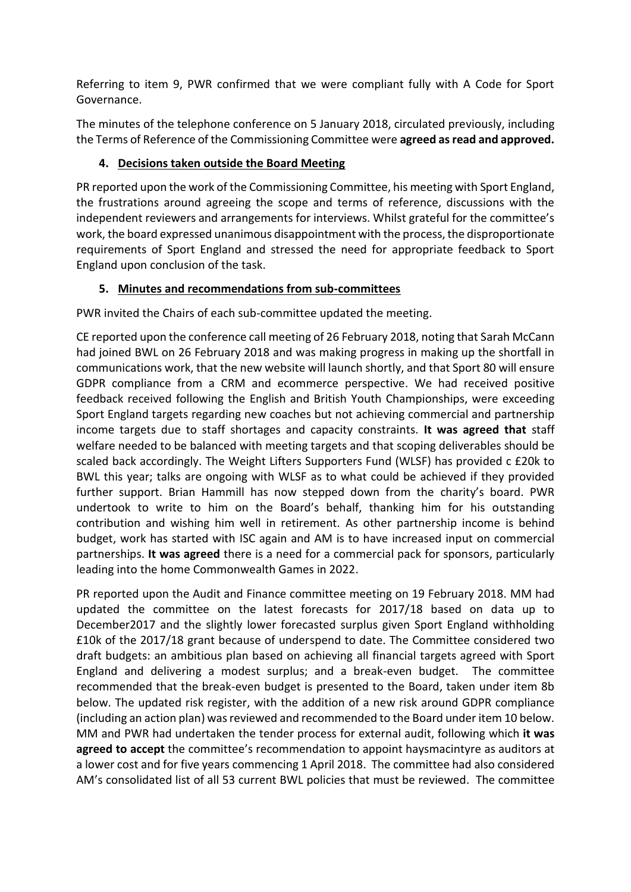Referring to item 9, PWR confirmed that we were compliant fully with A Code for Sport Governance.

The minutes of the telephone conference on 5 January 2018, circulated previously, including the Terms of Reference of the Commissioning Committee were **agreed as read and approved.**

## 4. Decisions taken outside the Board Meeting

PR reported upon the work of the Commissioning Committee, his meeting with Sport England, the frustrations around agreeing the scope and terms of reference, discussions with the independent reviewers and arrangements for interviews. Whilst grateful for the committee's work, the board expressed unanimous disappointment with the process, the disproportionate requirements of Sport England and stressed the need for appropriate feedback to Sport England upon conclusion of the task.

## 5. Minutes and recommendations from sub-committees

PWR invited the Chairs of each sub-committee updated the meeting.

CE reported upon the conference call meeting of 26 February 2018, noting that Sarah McCann had joined BWL on 26 February 2018 and was making progress in making up the shortfall in communications work, that the new website will launch shortly, and that Sport 80 will ensure GDPR compliance from a CRM and ecommerce perspective. We had received positive feedback received following the English and British Youth Championships, were exceeding Sport England targets regarding new coaches but not achieving commercial and partnership income targets due to staff shortages and capacity constraints. **It was agreed that** staff welfare needed to be balanced with meeting targets and that scoping deliverables should be scaled back accordingly. The Weight Lifters Supporters Fund (WLSF) has provided c £20k to BWL this year; talks are ongoing with WLSF as to what could be achieved if they provided further support. Brian Hammill has now stepped down from the charity's board. PWR undertook to write to him on the Board's behalf, thanking him for his outstanding contribution and wishing him well in retirement. As other partnership income is behind budget, work has started with ISC again and AM is to have increased input on commercial partnerships. **It was agreed** there is a need for a commercial pack for sponsors, particularly leading into the home Commonwealth Games in 2022.

PR reported upon the Audit and Finance committee meeting on 19 February 2018. MM had updated the committee on the latest forecasts for 2017/18 based on data up to December2017 and the slightly lower forecasted surplus given Sport England withholding £10k of the 2017/18 grant because of underspend to date. The Committee considered two draft budgets: an ambitious plan based on achieving all financial targets agreed with Sport England and delivering a modest surplus; and a break-even budget. The committee recommended that the break-even budget is presented to the Board, taken under item 8b below. The updated risk register, with the addition of a new risk around GDPR compliance (including an action plan) was reviewed and recommended to the Board under item 10 below. MM and PWR had undertaken the tender process for external audit, following which **it was agreed to accept** the committee's recommendation to appoint haysmacintyre as auditors at a lower cost and for five years commencing 1 April 2018. The committee had also considered AM's consolidated list of all 53 current BWL policies that must be reviewed. The committee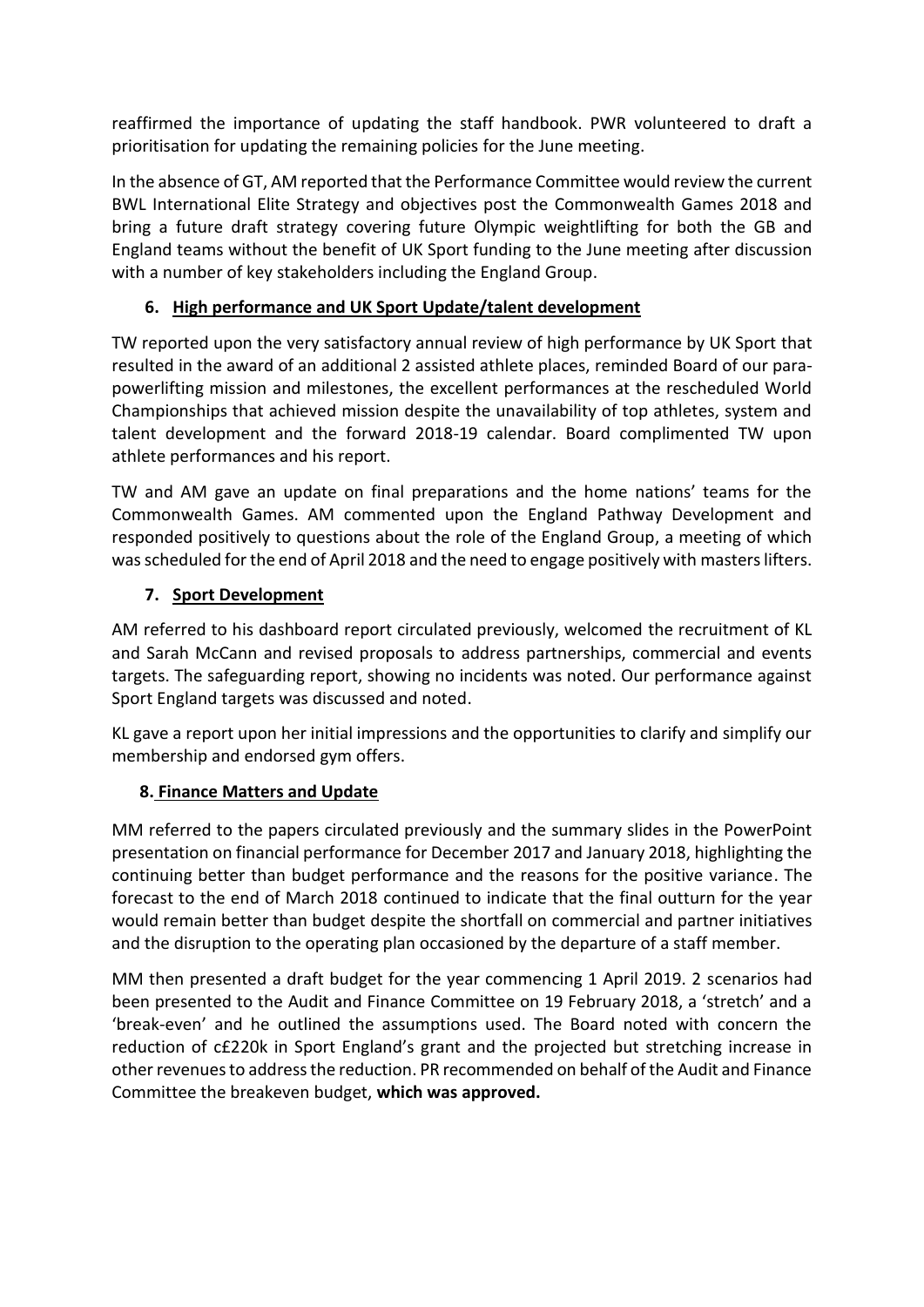reaffirmed the importance of updating the staff handbook. PWR volunteered to draft a prioritisation for updating the remaining policies for the June meeting.

In the absence of GT, AM reported that the Performance Committee would review the current BWL International Elite Strategy and objectives post the Commonwealth Games 2018 and bring a future draft strategy covering future Olympic weightlifting for both the GB and England teams without the benefit of UK Sport funding to the June meeting after discussion with a number of key stakeholders including the England Group.

## 6. High performance and UK Sport Update/talent development

TW reported upon the very satisfactory annual review of high performance by UK Sport that resulted in the award of an additional 2 assisted athlete places, reminded Board of our para-powerlifting mission and milestones, the excellent performances at the rescheduled World Championships that achieved mission despite the unavailability of top athletes, system and talent development and the forward 2018-19 calendar. Board complimented TW upon athlete performances and his report.

TW and AM gave an update on final preparations and the home nations' teams for the Commonwealth Games. AM commented upon the England Pathway Development and responded positively to questions about the role of the England Group, a meeting of which was scheduled for the end of April 2018 and the need to engage positively with masters lifters.

## 7. Sport Development

AM referred to his dashboard report circulated previously, welcomed the recruitment of KL and Sarah McCann and revised proposals to address partnerships, commercial and events targets. The safeguarding report, showing no incidents was noted. Our performance against Sport England targets was discussed and noted.

KL gave a report upon her initial impressions and the opportunities to clarify and simplify our membership and endorsed gym offers.

## 8. Finance Matters and Update

MM referred to the papers circulated previously and the summary slides in the PowerPoint presentation on financial performance for December 2017 and January 2018, highlighting the continuing better than budget performance and the reasons for the positive variance. The forecast to the end of March 2018 continued to indicate that the final outturn for the year would remain better than budget despite the shortfall on commercial and partner initiatives and the disruption to the operating plan occasioned by the departure of a staff member.

MM then presented a draft budget for the year commencing 1 April 2019. 2 scenarios had been presented to the Audit and Finance Committee on 19 February 2018, a 'stretch' and a 'break-even' and he outlined the assumptions used. The Board noted with concern the reduction of c£220k in Sport England's grant and the projected but stretching increase in other revenues to address the reduction. PR recommended on behalf of the Audit and Finance Committee the breakeven budget, **which was approved.**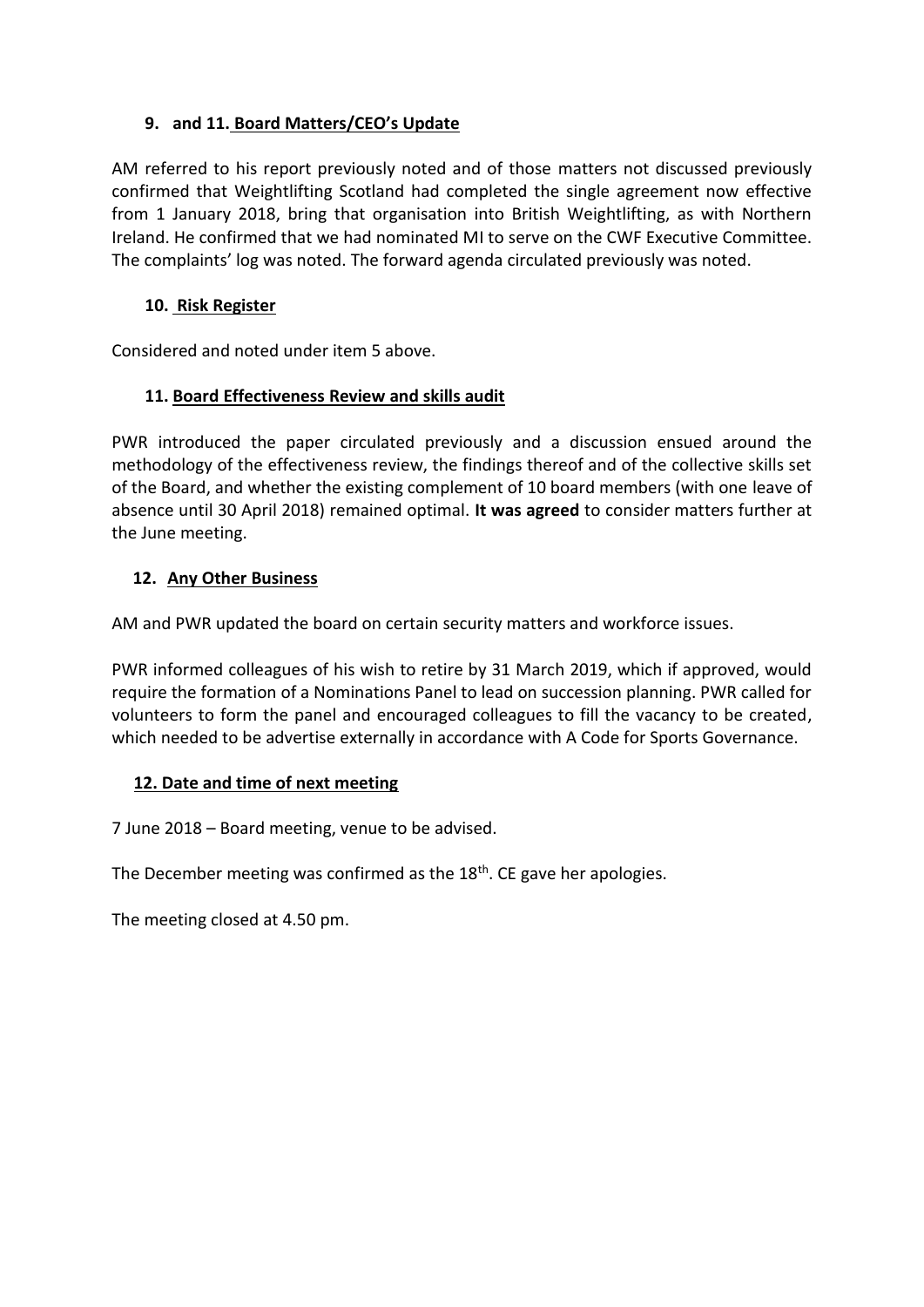## 9. and 11. Board Matters/CEO's Update

AM referred to his report previously noted and of those matters not discussed previously confirmed that Weightlifting Scotland had completed the single agreement now effective from 1 January 2018, bring that organisation into British Weightlifting, as with Northern Ireland. He confirmed that we had nominated MI to serve on the CWF Executive Committee. The complaints' log was noted. The forward agenda circulated previously was noted.

## 10. Risk Register

Considered and noted under item 5 above.

## 11. Board Effectiveness Review and skills audit

PWR introduced the paper circulated previously and a discussion ensued around the methodology of the effectiveness review, the findings thereof and of the collective skills set of the Board, and whether the existing complement of 10 board members (with one leave of absence until 30 April 2018) remained optimal. **It was agreed** to consider matters further at the June meeting.

## 12. Any Other Business

AM and PWR updated the board on certain security matters and workforce issues.

PWR informed colleagues of his wish to retire by 31 March 2019, which if approved, would require the formation of a Nominations Panel to lead on succession planning. PWR called for volunteers to form the panel and encouraged colleagues to fill the vacancy to be created, which needed to be advertise externally in accordance with A Code for Sports Governance.

## 12. Date and time of next meeting

7 June 2018 – Board meeting, venue to be advised.

The December meeting was confirmed as the 18th. CE gave her apologies.

The meeting closed at 4.50 pm.